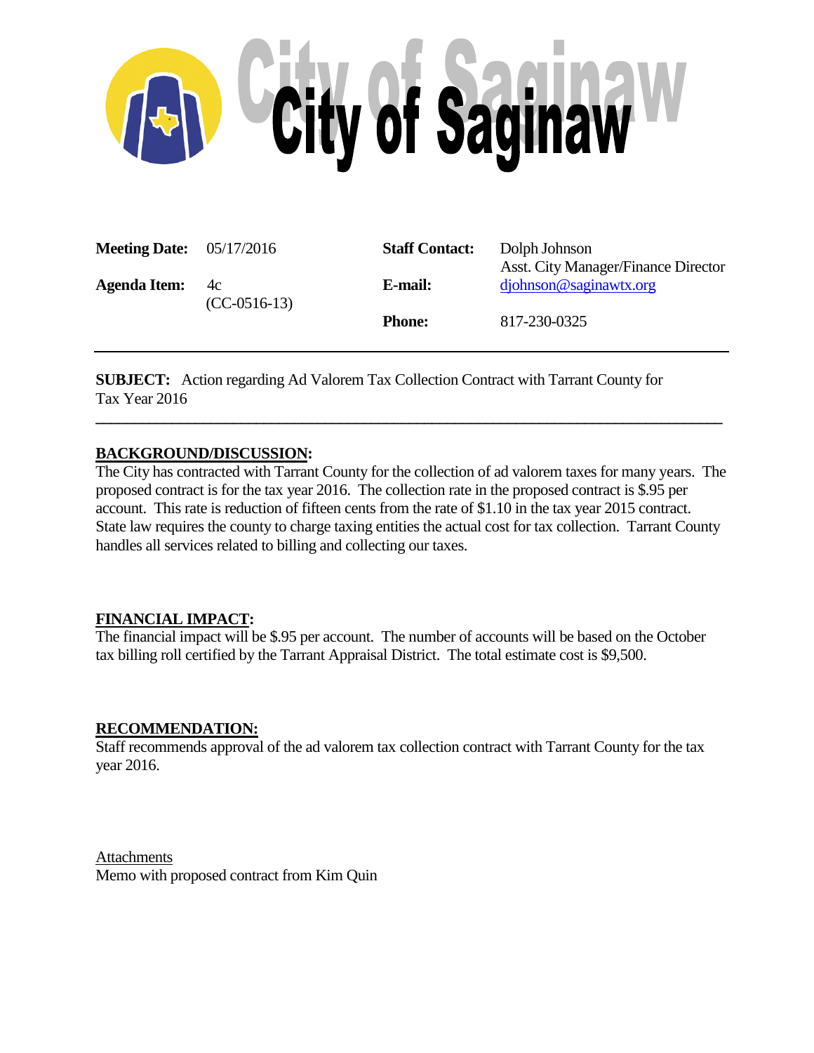# City of Saginaw

| | | | |
|---|---|---|---|
| **Meeting Date:** | 05/17/2016 | **Staff Contact:** | Dolph Johnson<br>Asst. City Manager/Finance Director |
| **Agenda Item:** | 4c<br>(CC-0516-13) | **E-mail:** | djohnson@saginawtx.org |
| | | **Phone:** | 817-230-0325 |

---

**SUBJECT:** Action regarding Ad Valorem Tax Collection Contract with Tarrant County for Tax Year 2016

---

## BACKGROUND/DISCUSSION:

The City has contracted with Tarrant County for the collection of ad valorem taxes for many years. The proposed contract is for the tax year 2016. The collection rate in the proposed contract is $.95 per account. This rate is reduction of fifteen cents from the rate of $1.10 in the tax year 2015 contract. State law requires the county to charge taxing entities the actual cost for tax collection. Tarrant County handles all services related to billing and collecting our taxes.

## FINANCIAL IMPACT:

The financial impact will be $.95 per account. The number of accounts will be based on the October tax billing roll certified by the Tarrant Appraisal District. The total estimate cost is $9,500.

## RECOMMENDATION:

Staff recommends approval of the ad valorem tax collection contract with Tarrant County for the tax year 2016.

Attachments

Memo with proposed contract from Kim Quin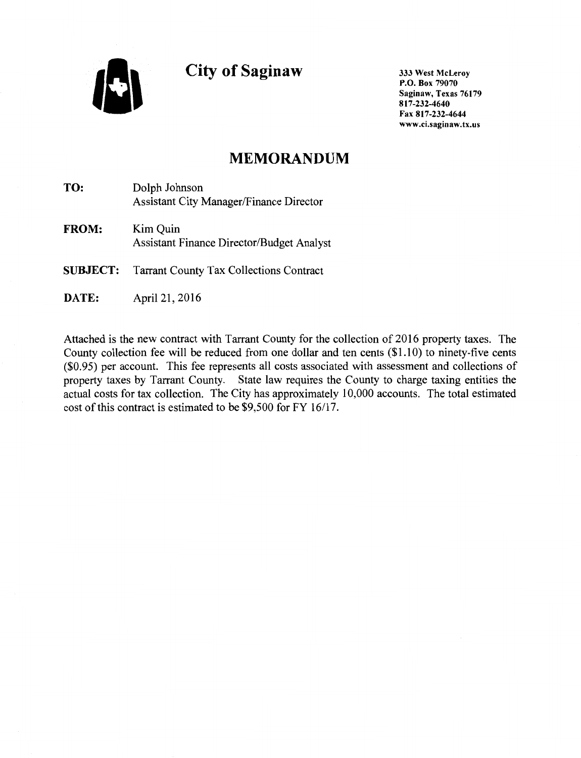# City of Saginaw

333 West McLeroy
P.O. Box 79070
Saginaw, Texas 76179
817-232-4640
Fax 817-232-4644
www.ci.saginaw.tx.us

## MEMORANDUM

**TO:** Dolph Johnson
Assistant City Manager/Finance Director

**FROM:** Kim Quin
Assistant Finance Director/Budget Analyst

**SUBJECT:** Tarrant County Tax Collections Contract

**DATE:** April 21, 2016

Attached is the new contract with Tarrant County for the collection of 2016 property taxes. The County collection fee will be reduced from one dollar and ten cents ($1.10) to ninety-five cents ($0.95) per account. This fee represents all costs associated with assessment and collections of property taxes by Tarrant County. State law requires the County to charge taxing entities the actual costs for tax collection. The City has approximately 10,000 accounts. The total estimated cost of this contract is estimated to be $9,500 for FY 16/17.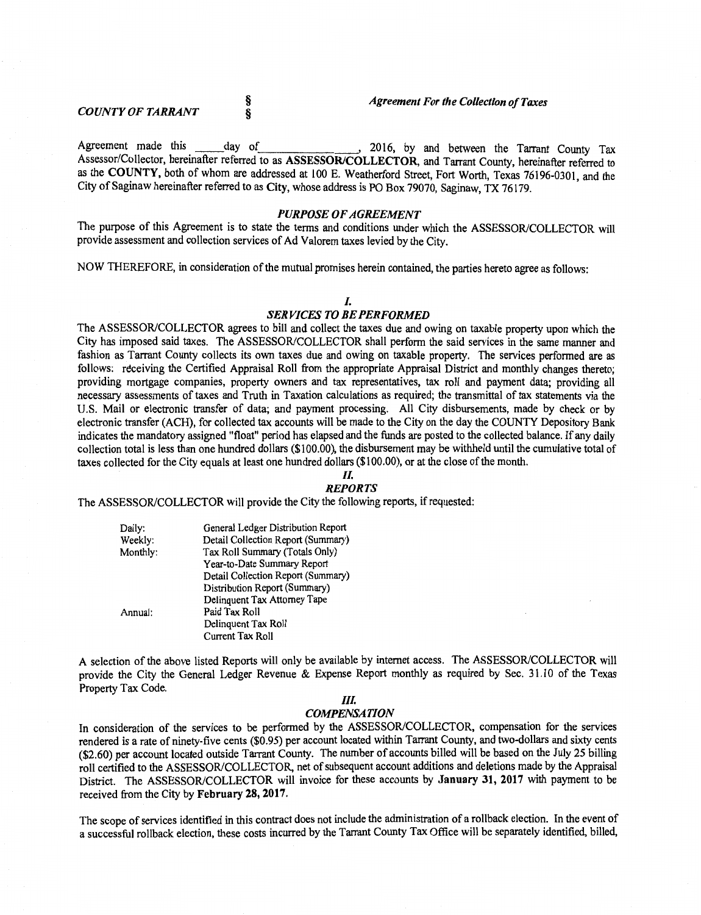*COUNTY OF TARRANT* § *Agreement For the Collection of Taxes*
§

Agreement made this _____day of_______________, 2016, by and between the Tarrant County Tax Assessor/Collector, hereinafter referred to as **ASSESSOR/COLLECTOR**, and Tarrant County, hereinafter referred to as the **COUNTY**, both of whom are addressed at 100 E. Weatherford Street, Fort Worth, Texas 76196-0301, and the City of Saginaw hereinafter referred to as **City**, whose address is PO Box 79070, Saginaw, TX 76179.

### *PURPOSE OF AGREEMENT*

The purpose of this Agreement is to state the terms and conditions under which the ASSESSOR/COLLECTOR will provide assessment and collection services of Ad Valorem taxes levied by the City.

NOW THEREFORE, in consideration of the mutual promises herein contained, the parties hereto agree as follows:

### *I.*
### *SERVICES TO BE PERFORMED*

The ASSESSOR/COLLECTOR agrees to bill and collect the taxes due and owing on taxable property upon which the City has imposed said taxes. The ASSESSOR/COLLECTOR shall perform the said services in the same manner and fashion as Tarrant County collects its own taxes due and owing on taxable property. The services performed are as follows: receiving the Certified Appraisal Roll from the appropriate Appraisal District and monthly changes thereto; providing mortgage companies, property owners and tax representatives, tax roll and payment data; providing all necessary assessments of taxes and Truth in Taxation calculations as required; the transmittal of tax statements via the U.S. Mail or electronic transfer of data; and payment processing. All City disbursements, made by check or by electronic transfer (ACH), for collected tax accounts will be made to the City on the day the COUNTY Depository Bank indicates the mandatory assigned "float" period has elapsed and the funds are posted to the collected balance. If any daily collection total is less than one hundred dollars ($100.00), the disbursement may be withheld until the cumulative total of taxes collected for the City equals at least one hundred dollars ($100.00), or at the close of the month.

### *II.*
### *REPORTS*

The ASSESSOR/COLLECTOR will provide the City the following reports, if requested:

| | |
|---|---|
| Daily: | General Ledger Distribution Report |
| Weekly: | Detail Collection Report (Summary) |
| Monthly: | Tax Roll Summary (Totals Only) |
| | Year-to-Date Summary Report |
| | Detail Collection Report (Summary) |
| | Distribution Report (Summary) |
| | Delinquent Tax Attorney Tape |
| Annual: | Paid Tax Roll |
| | Delinquent Tax Roll |
| | Current Tax Roll |

A selection of the above listed Reports will only be available by internet access. The ASSESSOR/COLLECTOR will provide the City the General Ledger Revenue & Expense Report monthly as required by Sec. 31.10 of the Texas Property Tax Code.

### *III.*
### *COMPENSATION*

In consideration of the services to be performed by the ASSESSOR/COLLECTOR, compensation for the services rendered is a rate of ninety-five cents ($0.95) per account located within Tarrant County, and two-dollars and sixty cents ($2.60) per account located outside Tarrant County. The number of accounts billed will be based on the July 25 billing roll certified to the ASSESSOR/COLLECTOR, net of subsequent account additions and deletions made by the Appraisal District. The ASSESSOR/COLLECTOR will invoice for these accounts by **January 31, 2017** with payment to be received from the City by **February 28, 2017**.

The scope of services identified in this contract does not include the administration of a rollback election. In the event of a successful rollback election, these costs incurred by the Tarrant County Tax Office will be separately identified, billed,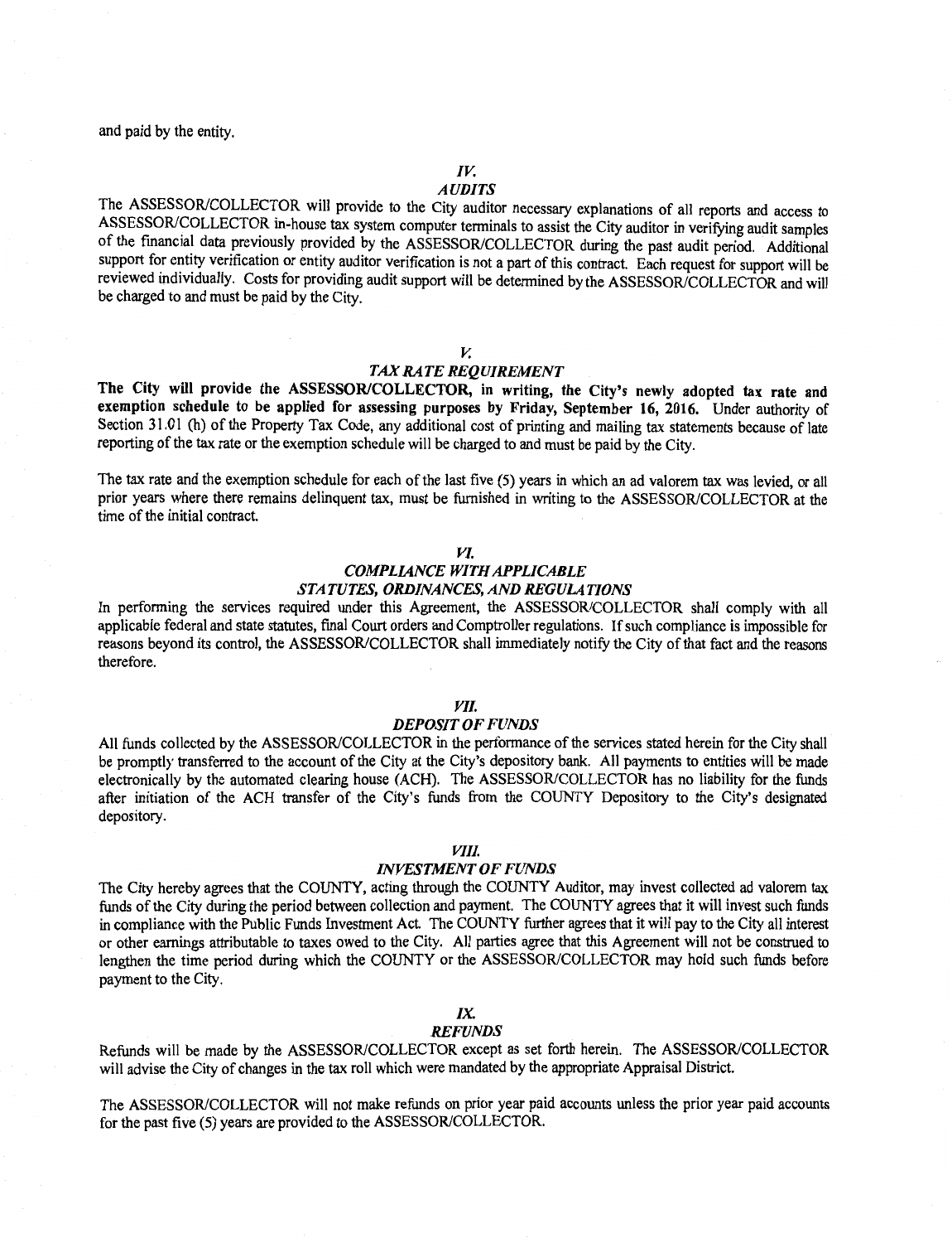and paid by the entity.

## IV.
## *AUDITS*

The ASSESSOR/COLLECTOR will provide to the City auditor necessary explanations of all reports and access to ASSESSOR/COLLECTOR in-house tax system computer terminals to assist the City auditor in verifying audit samples of the financial data previously provided by the ASSESSOR/COLLECTOR during the past audit period. Additional support for entity verification or entity auditor verification is not a part of this contract. Each request for support will be reviewed individually. Costs for providing audit support will be determined by the ASSESSOR/COLLECTOR and will be charged to and must be paid by the City.

## V.
## *TAX RATE REQUIREMENT*

**The City will provide the ASSESSOR/COLLECTOR, in writing, the City's newly adopted tax rate and exemption schedule to be applied for assessing purposes by Friday, September 16, 2016.** Under authority of Section 31.01 (h) of the Property Tax Code, any additional cost of printing and mailing tax statements because of late reporting of the tax rate or the exemption schedule will be charged to and must be paid by the City.

The tax rate and the exemption schedule for each of the last five (5) years in which an ad valorem tax was levied, or all prior years where there remains delinquent tax, must be furnished in writing to the ASSESSOR/COLLECTOR at the time of the initial contract.

## VI.
## *COMPLIANCE WITH APPLICABLE STATUTES, ORDINANCES, AND REGULATIONS*

In performing the services required under this Agreement, the ASSESSOR/COLLECTOR shall comply with all applicable federal and state statutes, final Court orders and Comptroller regulations. If such compliance is impossible for reasons beyond its control, the ASSESSOR/COLLECTOR shall immediately notify the City of that fact and the reasons therefore.

## VII.
## *DEPOSIT OF FUNDS*

All funds collected by the ASSESSOR/COLLECTOR in the performance of the services stated herein for the City shall be promptly transferred to the account of the City at the City's depository bank. All payments to entities will be made electronically by the automated clearing house (ACH). The ASSESSOR/COLLECTOR has no liability for the funds after initiation of the ACH transfer of the City's funds from the COUNTY Depository to the City's designated depository.

## VIII.
## *INVESTMENT OF FUNDS*

The City hereby agrees that the COUNTY, acting through the COUNTY Auditor, may invest collected ad valorem tax funds of the City during the period between collection and payment. The COUNTY agrees that it will invest such funds in compliance with the Public Funds Investment Act. The COUNTY further agrees that it will pay to the City all interest or other earnings attributable to taxes owed to the City. All parties agree that this Agreement will not be construed to lengthen the time period during which the COUNTY or the ASSESSOR/COLLECTOR may hold such funds before payment to the City.

## IX.
## *REFUNDS*

Refunds will be made by the ASSESSOR/COLLECTOR except as set forth herein. The ASSESSOR/COLLECTOR will advise the City of changes in the tax roll which were mandated by the appropriate Appraisal District.

The ASSESSOR/COLLECTOR will not make refunds on prior year paid accounts unless the prior year paid accounts for the past five (5) years are provided to the ASSESSOR/COLLECTOR.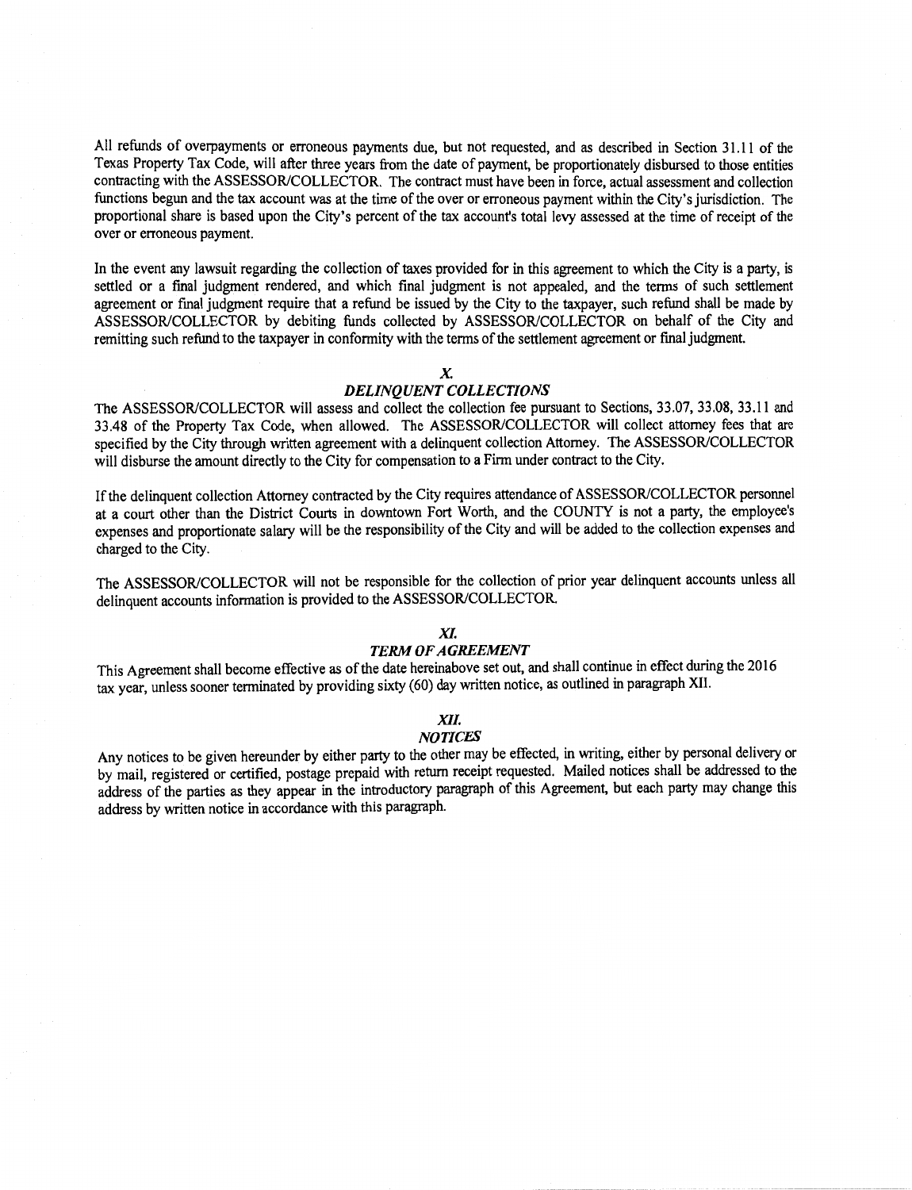All refunds of overpayments or erroneous payments due, but not requested, and as described in Section 31.11 of the Texas Property Tax Code, will after three years from the date of payment, be proportionately disbursed to those entities contracting with the ASSESSOR/COLLECTOR. The contract must have been in force, actual assessment and collection functions begun and the tax account was at the time of the over or erroneous payment within the City's jurisdiction. The proportional share is based upon the City's percent of the tax account's total levy assessed at the time of receipt of the over or erroneous payment.

In the event any lawsuit regarding the collection of taxes provided for in this agreement to which the City is a party, is settled or a final judgment rendered, and which final judgment is not appealed, and the terms of such settlement agreement or final judgment require that a refund be issued by the City to the taxpayer, such refund shall be made by ASSESSOR/COLLECTOR by debiting funds collected by ASSESSOR/COLLECTOR on behalf of the City and remitting such refund to the taxpayer in conformity with the terms of the settlement agreement or final judgment.

## *X. DELINQUENT COLLECTIONS*

The ASSESSOR/COLLECTOR will assess and collect the collection fee pursuant to Sections, 33.07, 33.08, 33.11 and 33.48 of the Property Tax Code, when allowed. The ASSESSOR/COLLECTOR will collect attorney fees that are specified by the City through written agreement with a delinquent collection Attorney. The ASSESSOR/COLLECTOR will disburse the amount directly to the City for compensation to a Firm under contract to the City.

If the delinquent collection Attorney contracted by the City requires attendance of ASSESSOR/COLLECTOR personnel at a court other than the District Courts in downtown Fort Worth, and the COUNTY is not a party, the employee's expenses and proportionate salary will be the responsibility of the City and will be added to the collection expenses and charged to the City.

The ASSESSOR/COLLECTOR will not be responsible for the collection of prior year delinquent accounts unless all delinquent accounts information is provided to the ASSESSOR/COLLECTOR.

## *XI. TERM OF AGREEMENT*

This Agreement shall become effective as of the date hereinabove set out, and shall continue in effect during the 2016 tax year, unless sooner terminated by providing sixty (60) day written notice, as outlined in paragraph XII.

## *XII. NOTICES*

Any notices to be given hereunder by either party to the other may be effected, in writing, either by personal delivery or by mail, registered or certified, postage prepaid with return receipt requested. Mailed notices shall be addressed to the address of the parties as they appear in the introductory paragraph of this Agreement, but each party may change this address by written notice in accordance with this paragraph.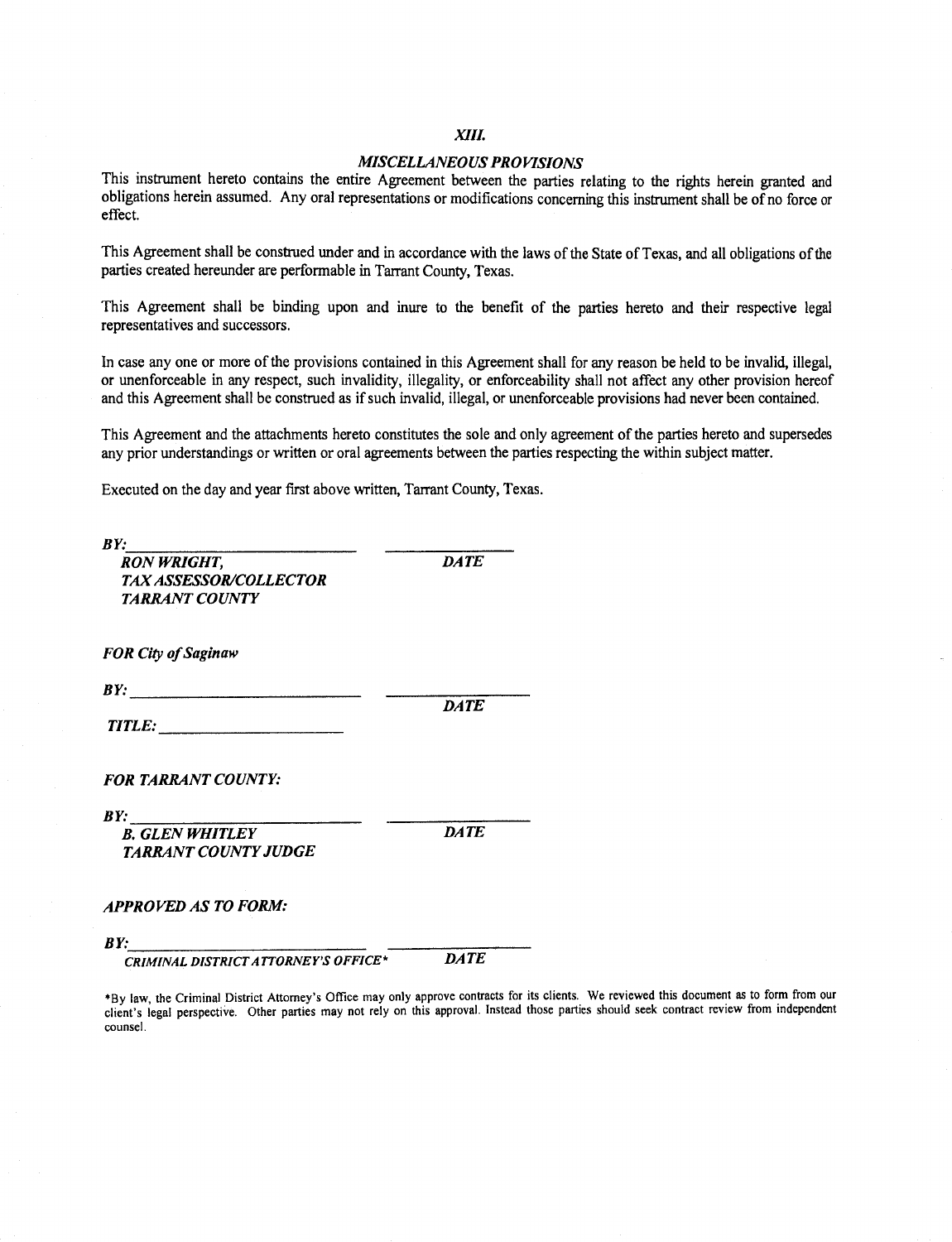## *XIII.*

### *MISCELLANEOUS PROVISIONS*

This instrument hereto contains the entire Agreement between the parties relating to the rights herein granted and obligations herein assumed. Any oral representations or modifications concerning this instrument shall be of no force or effect.

This Agreement shall be construed under and in accordance with the laws of the State of Texas, and all obligations of the parties created hereunder are performable in Tarrant County, Texas.

This Agreement shall be binding upon and inure to the benefit of the parties hereto and their respective legal representatives and successors.

In case any one or more of the provisions contained in this Agreement shall for any reason be held to be invalid, illegal, or unenforceable in any respect, such invalidity, illegality, or enforceability shall not affect any other provision hereof and this Agreement shall be construed as if such invalid, illegal, or unenforceable provisions had never been contained.

This Agreement and the attachments hereto constitutes the sole and only agreement of the parties hereto and supersedes any prior understandings or written or oral agreements between the parties respecting the within subject matter.

Executed on the day and year first above written, Tarrant County, Texas.

***BY:*** ______________________________ &nbsp;&nbsp;&nbsp; ______________
***RON WRIGHT,*** &nbsp;&nbsp;&nbsp; ***DATE***
***TAX ASSESSOR/COLLECTOR***
***TARRANT COUNTY***

***FOR City of Saginaw***

***BY:*** ______________________________ &nbsp;&nbsp;&nbsp; ______________
***DATE***

***TITLE:*** ______________________

***FOR TARRANT COUNTY:***

***BY:*** ______________________________ &nbsp;&nbsp;&nbsp; ______________
***B. GLEN WHITLEY*** &nbsp;&nbsp;&nbsp; ***DATE***
***TARRANT COUNTY JUDGE***

***APPROVED AS TO FORM:***

***BY:*** ______________________________ &nbsp;&nbsp;&nbsp; ______________
***CRIMINAL DISTRICT ATTORNEY'S OFFICE**** &nbsp;&nbsp;&nbsp; ***DATE***

*By law, the Criminal District Attorney's Office may only approve contracts for its clients. We reviewed this document as to form from our client's legal perspective. Other parties may not rely on this approval. Instead those parties should seek contract review from independent counsel.